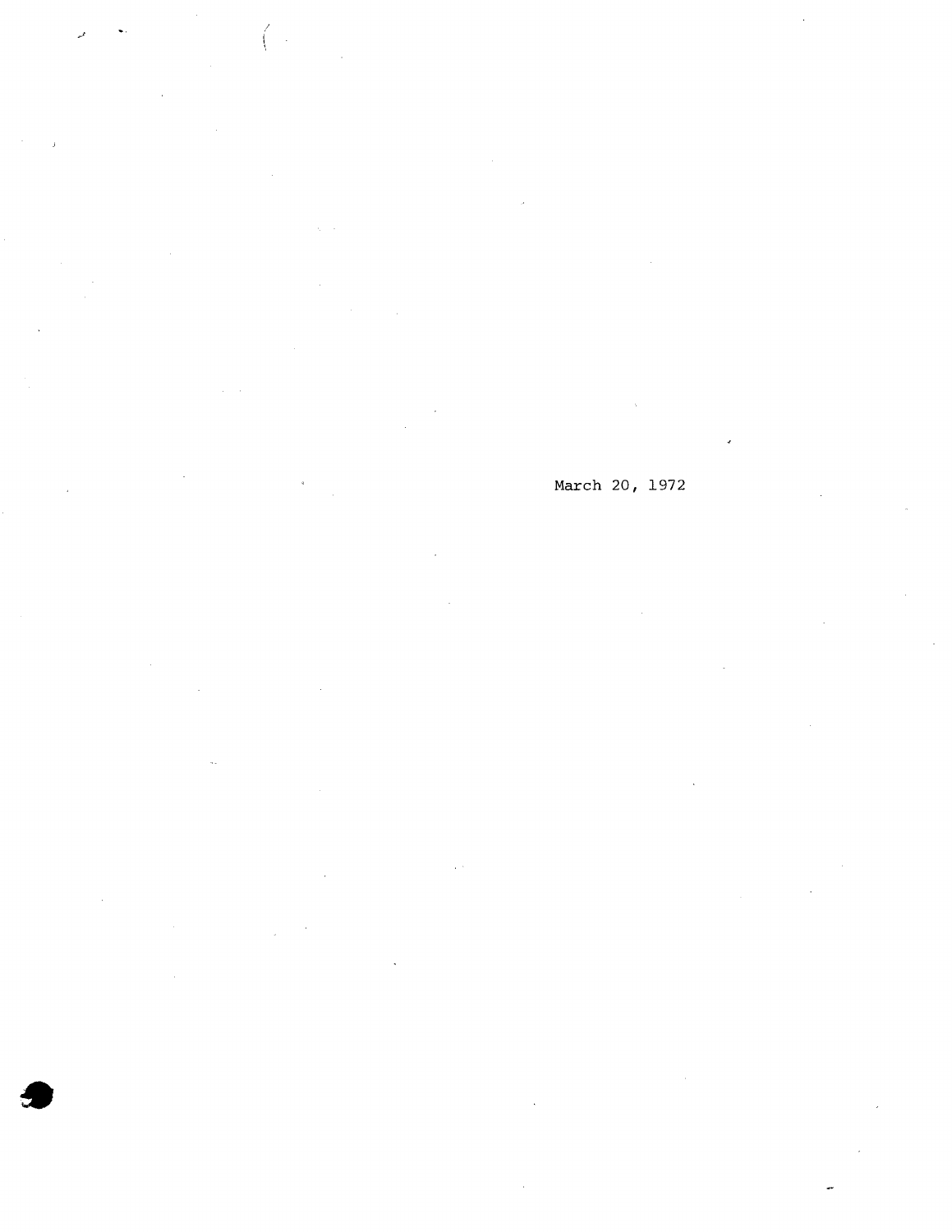March 20, 1972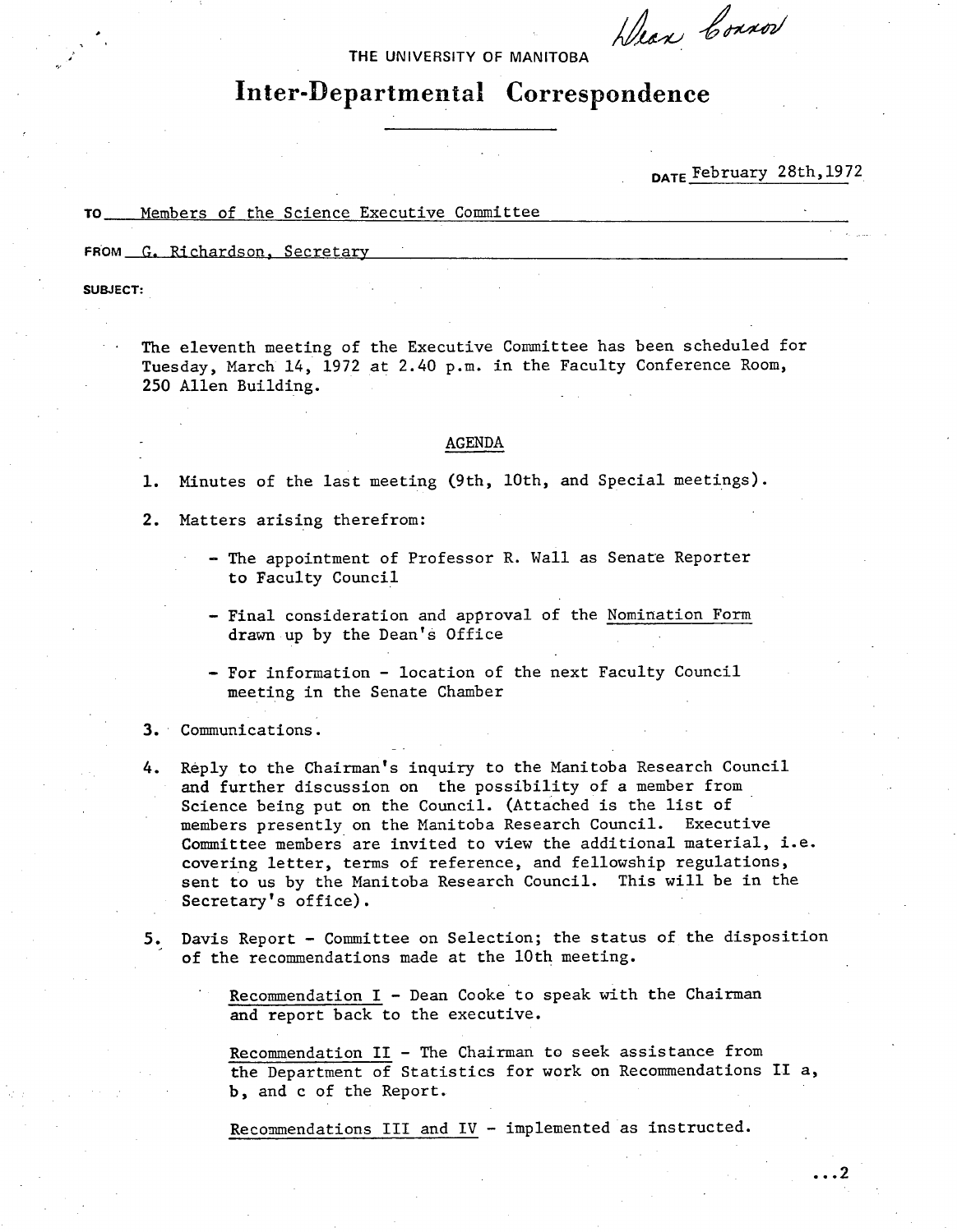Dean Connor

THE UNIVERSITY OF MANITOBA

# Inter-Departmental Correspondence

DATE February 28th, 1972

TO Members of the Science Executive Committee

FROM G. Richardson, Secretary

SUBJECT:

The eleventh meeting of the Executive Committee has been scheduled for Tuesday, March 14, 1972 at 2.40 p.m. in the Faculty Conference Room, 250 Allen Building.

## AGENDA

1. Minutes of the last meeting (9th, 10th, and Special meetings).

2. Matters arising therefrom:

   - The appointment of Professor R. Wall as Senate Reporter to Faculty Council

   - Final consideration and approval of the Nomination Form drawn up by the Dean's Office

   - For information - location of the next Faculty Council meeting in the Senate Chamber

3. Communications.

4. Reply to the Chairman's inquiry to the Manitoba Research Council and further discussion on the possibility of a member from Science being put on the Council. (Attached is the list of members presently on the Manitoba Research Council. Executive Committee members are invited to view the additional material, i.e. covering letter, terms of reference, and fellowship regulations, sent to us by the Manitoba Research Council. This will be in the Secretary's office).

5. Davis Report - Committee on Selection; the status of the disposition of the recommendations made at the 10th meeting.

   Recommendation I - Dean Cooke to speak with the Chairman and report back to the executive.

   Recommendation II - The Chairman to seek assistance from the Department of Statistics for work on Recommendations II a, b, and c of the Report.

   Recommendations III and IV - implemented as instructed.

...2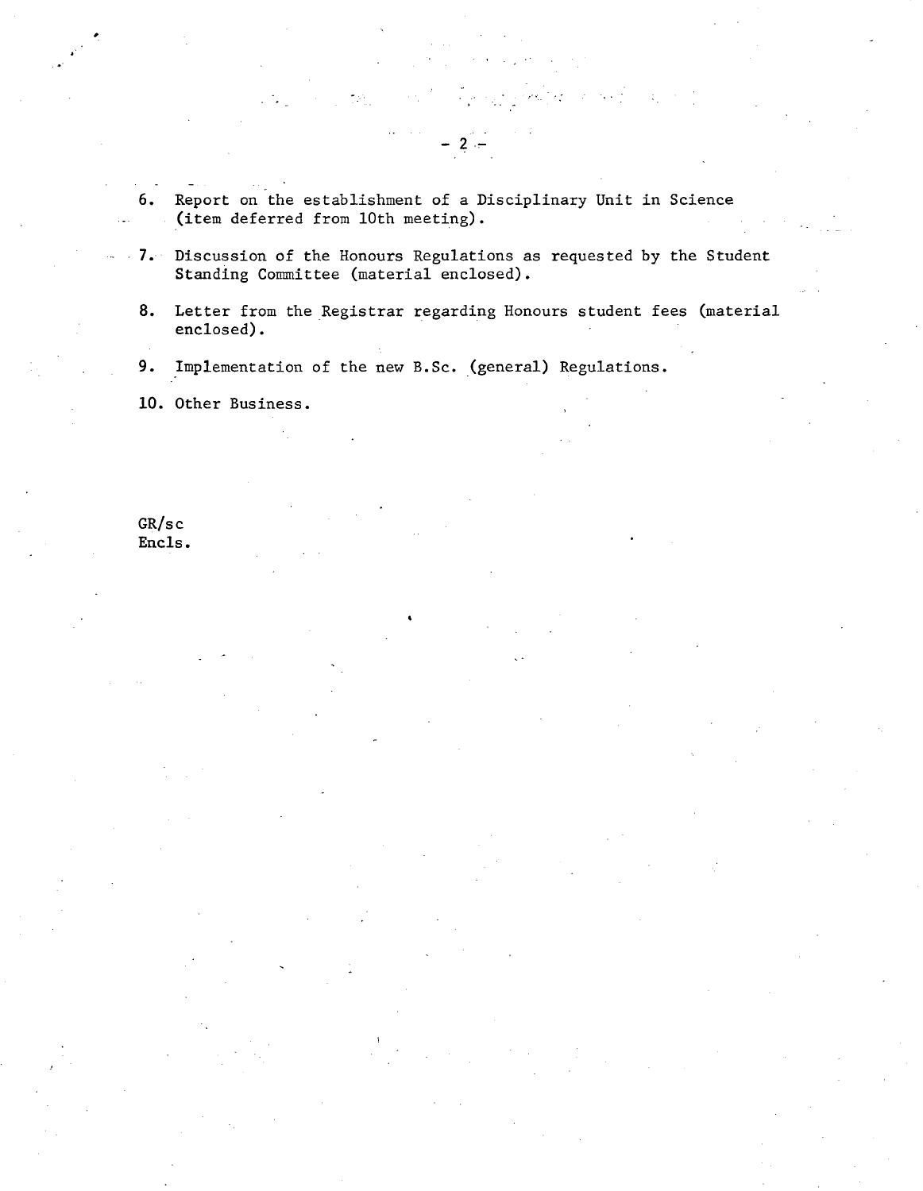6. Report on the establishment of a Disciplinary Unit in Science (item deferred from 10th meeting).

7. Discussion of the Honours Regulations as requested by the Student Standing Committee (material enclosed).

8. Letter from the Registrar regarding Honours student fees (material enclosed).

9. Implementation of the new B.Sc. (general) Regulations.

10. Other Business.

GR/sc
Encls.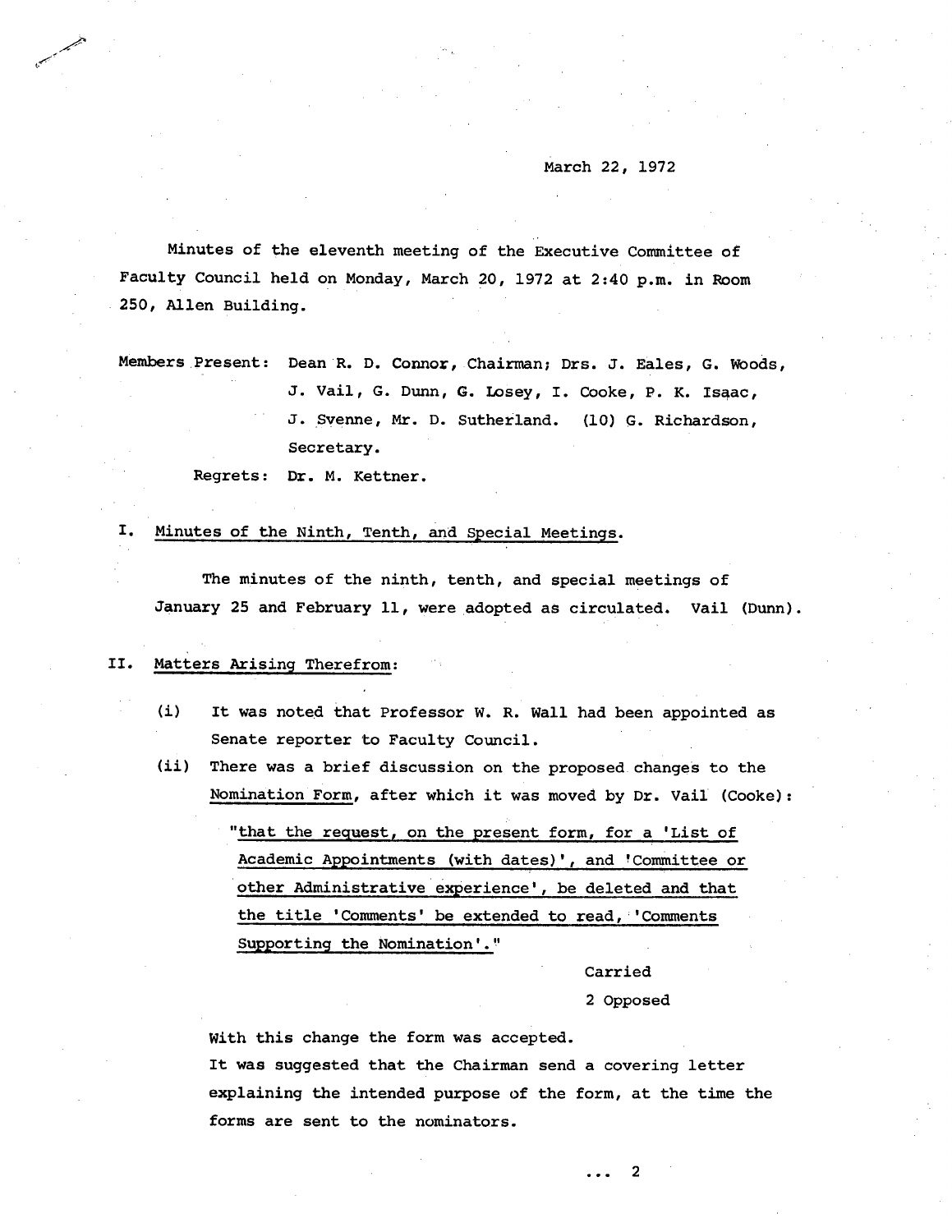March 22, 1972

Minutes of the eleventh meeting of the Executive Committee of Faculty Council held on Monday, March 20, 1972 at 2:40 p.m. in Room 250, Allen Building.

Members Present: Dean R. D. Connor, Chairman; Drs. J. Eales, G. Woods, J. Vail, G. Dunn, G. Losey, I. Cooke, P. K. Isaac, J. Svenne, Mr. D. Sutherland. (10) G. Richardson, Secretary.

Regrets: Dr. M. Kettner.

## I. Minutes of the Ninth, Tenth, and Special Meetings.

The minutes of the ninth, tenth, and special meetings of January 25 and February 11, were adopted as circulated. Vail (Dunn).

## II. Matters Arising Therefrom:

(i) It was noted that Professor W. R. Wall had been appointed as Senate reporter to Faculty Council.

(ii) There was a brief discussion on the proposed changes to the Nomination Form, after which it was moved by Dr. Vail (Cooke):

"that the request, on the present form, for a 'List of Academic Appointments (with dates)', and 'Committee or other Administrative experience', be deleted and that the title 'Comments' be extended to read, 'Comments Supporting the Nomination'."

Carried
2 Opposed

With this change the form was accepted.
It was suggested that the Chairman send a covering letter explaining the intended purpose of the form, at the time the forms are sent to the nominators.

... 2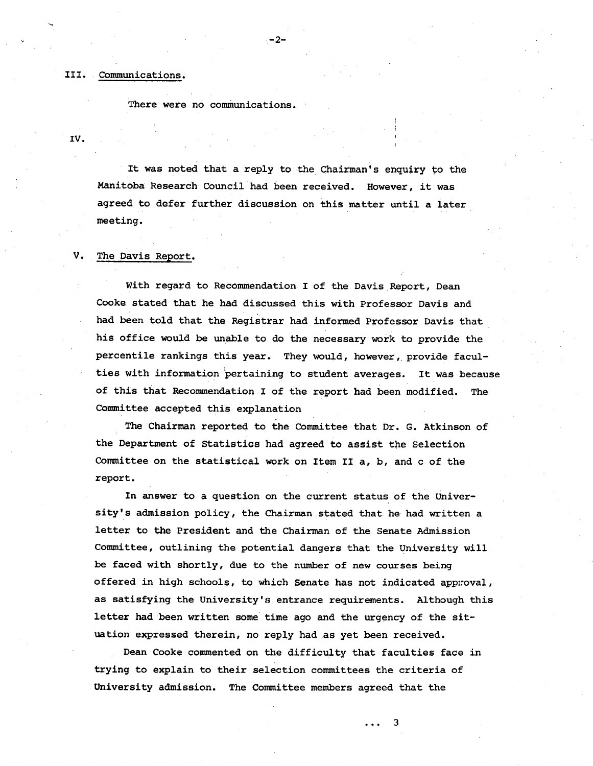## III. Communications.

There were no communications.

## IV.

It was noted that a reply to the Chairman's enquiry to the Manitoba Research Council had been received. However, it was agreed to defer further discussion on this matter until a later meeting.

## V. The Davis Report.

With regard to Recommendation I of the Davis Report, Dean Cooke stated that he had discussed this with Professor Davis and had been told that the Registrar had informed Professor Davis that his office would be unable to do the necessary work to provide the percentile rankings this year. They would, however, provide faculties with information pertaining to student averages. It was because of this that Recommendation I of the report had been modified. The Committee accepted this explanation

The Chairman reported to the Committee that Dr. G. Atkinson of the Department of Statistics had agreed to assist the Selection Committee on the statistical work on Item II a, b, and c of the report.

In answer to a question on the current status of the University's admission policy, the Chairman stated that he had written a letter to the President and the Chairman of the Senate Admission Committee, outlining the potential dangers that the University will be faced with shortly, due to the number of new courses being offered in high schools, to which Senate has not indicated approval, as satisfying the University's entrance requirements. Although this letter had been written some time ago and the urgency of the situation expressed therein, no reply had as yet been received.

Dean Cooke commented on the difficulty that faculties face in trying to explain to their selection committees the criteria of University admission. The Committee members agreed that the

... 3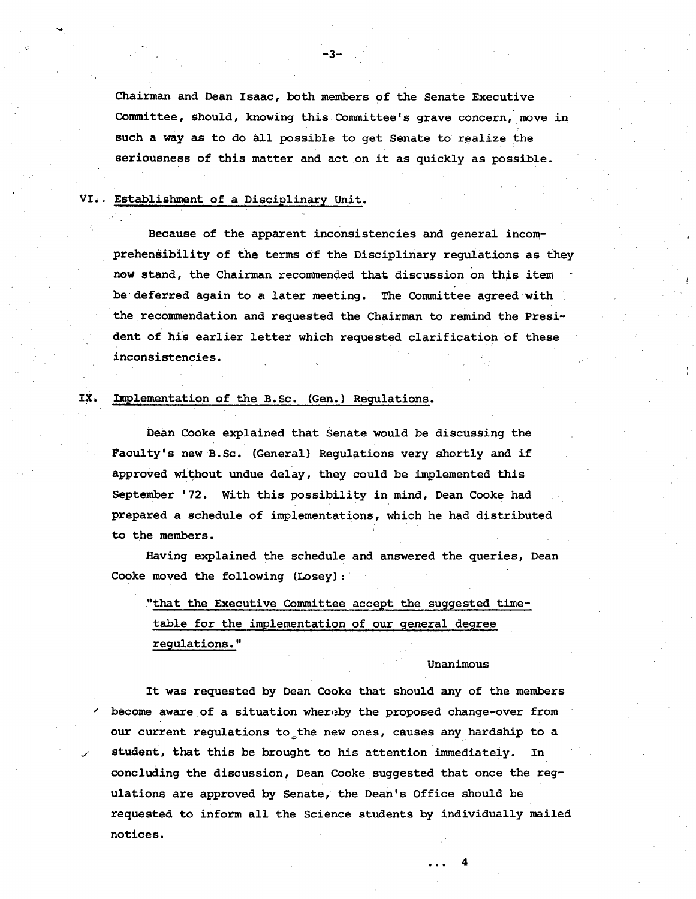Chairman and Dean Isaac, both members of the Senate Executive Committee, should, knowing this Committee's grave concern, move in such a way as to do all possible to get Senate to realize the seriousness of this matter and act on it as quickly as possible.

## VI. Establishment of a Disciplinary Unit.

Because of the apparent inconsistencies and general incomprehensibility of the terms of the Disciplinary regulations as they now stand, the Chairman recommended that discussion on this item be deferred again to a later meeting. The Committee agreed with the recommendation and requested the Chairman to remind the President of his earlier letter which requested clarification of these inconsistencies.

## IX. Implementation of the B.Sc. (Gen.) Regulations.

Dean Cooke explained that Senate would be discussing the Faculty's new B.Sc. (General) Regulations very shortly and if approved without undue delay, they could be implemented this September '72. With this possibility in mind, Dean Cooke had prepared a schedule of implementations, which he had distributed to the members.

Having explained the schedule and answered the queries, Dean Cooke moved the following (Losey):

> "that the Executive Committee accept the suggested timetable for the implementation of our general degree regulations."

Unanimous

It was requested by Dean Cooke that should any of the members become aware of a situation whereby the proposed change-over from our current regulations to the new ones, causes any hardship to a student, that this be brought to his attention immediately. In concluding the discussion, Dean Cooke suggested that once the regulations are approved by Senate, the Dean's Office should be requested to inform all the Science students by individually mailed notices.

... 4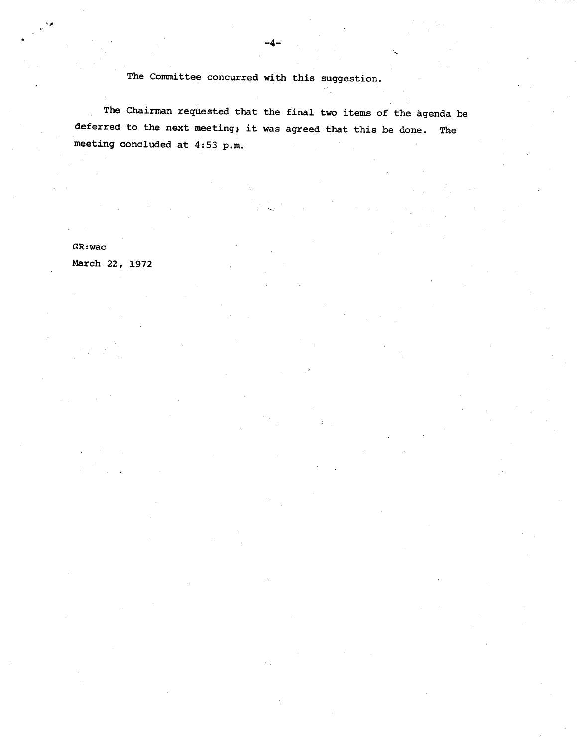The Committee concurred with this suggestion.

The Chairman requested that the final two items of the agenda be deferred to the next meeting; it was agreed that this be done. The meeting concluded at 4:53 p.m.

GR:wac
March 22, 1972